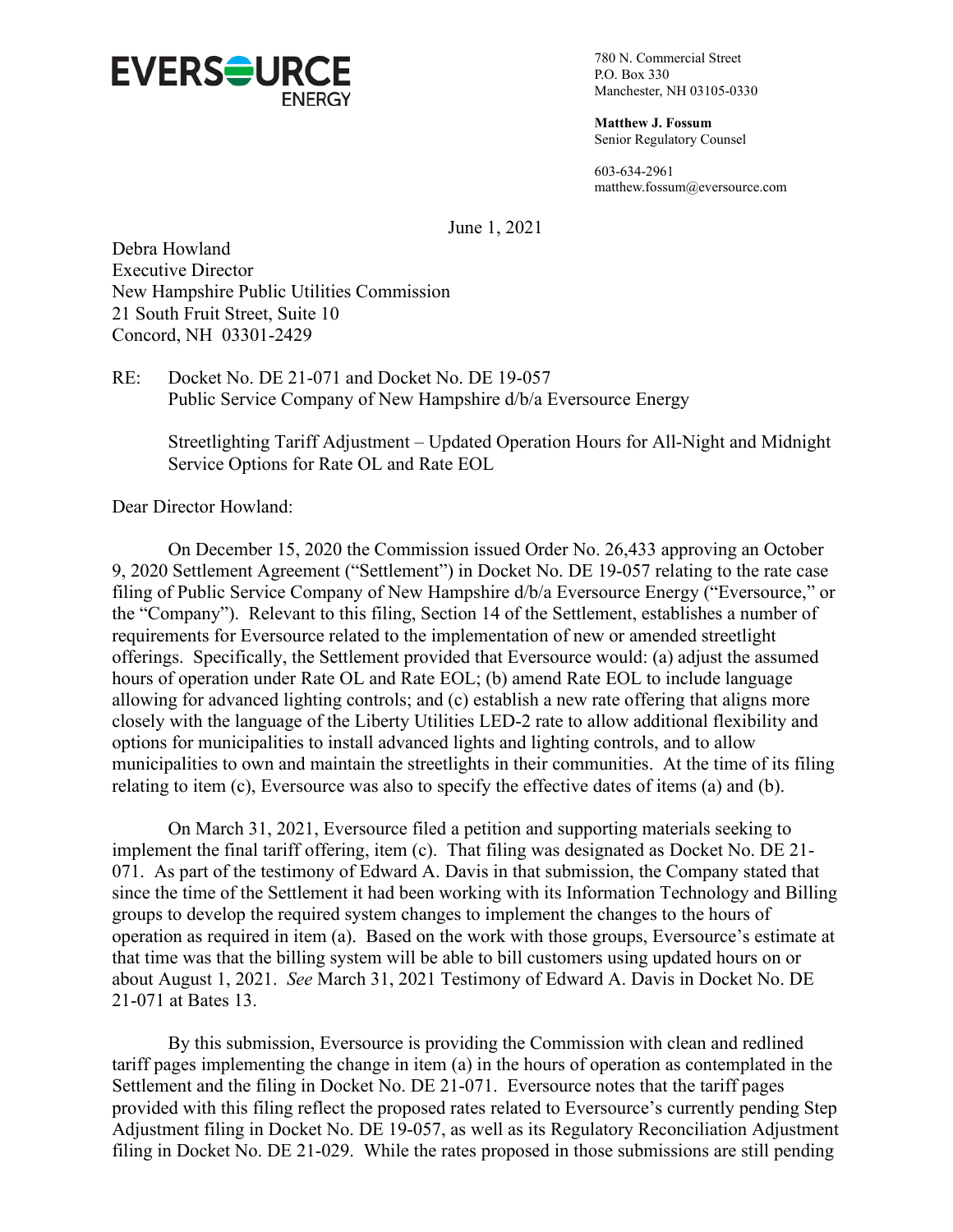**EVERSOURCE ENERGY**

780 N. Commercial Street
P.O. Box 330
Manchester, NH 03105-0330

**Matthew J. Fossum**
Senior Regulatory Counsel

603-634-2961
matthew.fossum@eversource.com

June 1, 2021

Debra Howland
Executive Director
New Hampshire Public Utilities Commission
21 South Fruit Street, Suite 10
Concord, NH 03301-2429

RE: Docket No. DE 21-071 and Docket No. DE 19-057
Public Service Company of New Hampshire d/b/a Eversource Energy

Streetlighting Tariff Adjustment – Updated Operation Hours for All-Night and Midnight Service Options for Rate OL and Rate EOL

Dear Director Howland:

On December 15, 2020 the Commission issued Order No. 26,433 approving an October 9, 2020 Settlement Agreement ("Settlement") in Docket No. DE 19-057 relating to the rate case filing of Public Service Company of New Hampshire d/b/a Eversource Energy ("Eversource," or the "Company"). Relevant to this filing, Section 14 of the Settlement, establishes a number of requirements for Eversource related to the implementation of new or amended streetlight offerings. Specifically, the Settlement provided that Eversource would: (a) adjust the assumed hours of operation under Rate OL and Rate EOL; (b) amend Rate EOL to include language allowing for advanced lighting controls; and (c) establish a new rate offering that aligns more closely with the language of the Liberty Utilities LED-2 rate to allow additional flexibility and options for municipalities to install advanced lights and lighting controls, and to allow municipalities to own and maintain the streetlights in their communities. At the time of its filing relating to item (c), Eversource was also to specify the effective dates of items (a) and (b).

On March 31, 2021, Eversource filed a petition and supporting materials seeking to implement the final tariff offering, item (c). That filing was designated as Docket No. DE 21-071. As part of the testimony of Edward A. Davis in that submission, the Company stated that since the time of the Settlement it had been working with its Information Technology and Billing groups to develop the required system changes to implement the changes to the hours of operation as required in item (a). Based on the work with those groups, Eversource's estimate at that time was that the billing system will be able to bill customers using updated hours on or about August 1, 2021. *See* March 31, 2021 Testimony of Edward A. Davis in Docket No. DE 21-071 at Bates 13.

By this submission, Eversource is providing the Commission with clean and redlined tariff pages implementing the change in item (a) in the hours of operation as contemplated in the Settlement and the filing in Docket No. DE 21-071. Eversource notes that the tariff pages provided with this filing reflect the proposed rates related to Eversource's currently pending Step Adjustment filing in Docket No. DE 19-057, as well as its Regulatory Reconciliation Adjustment filing in Docket No. DE 21-029. While the rates proposed in those submissions are still pending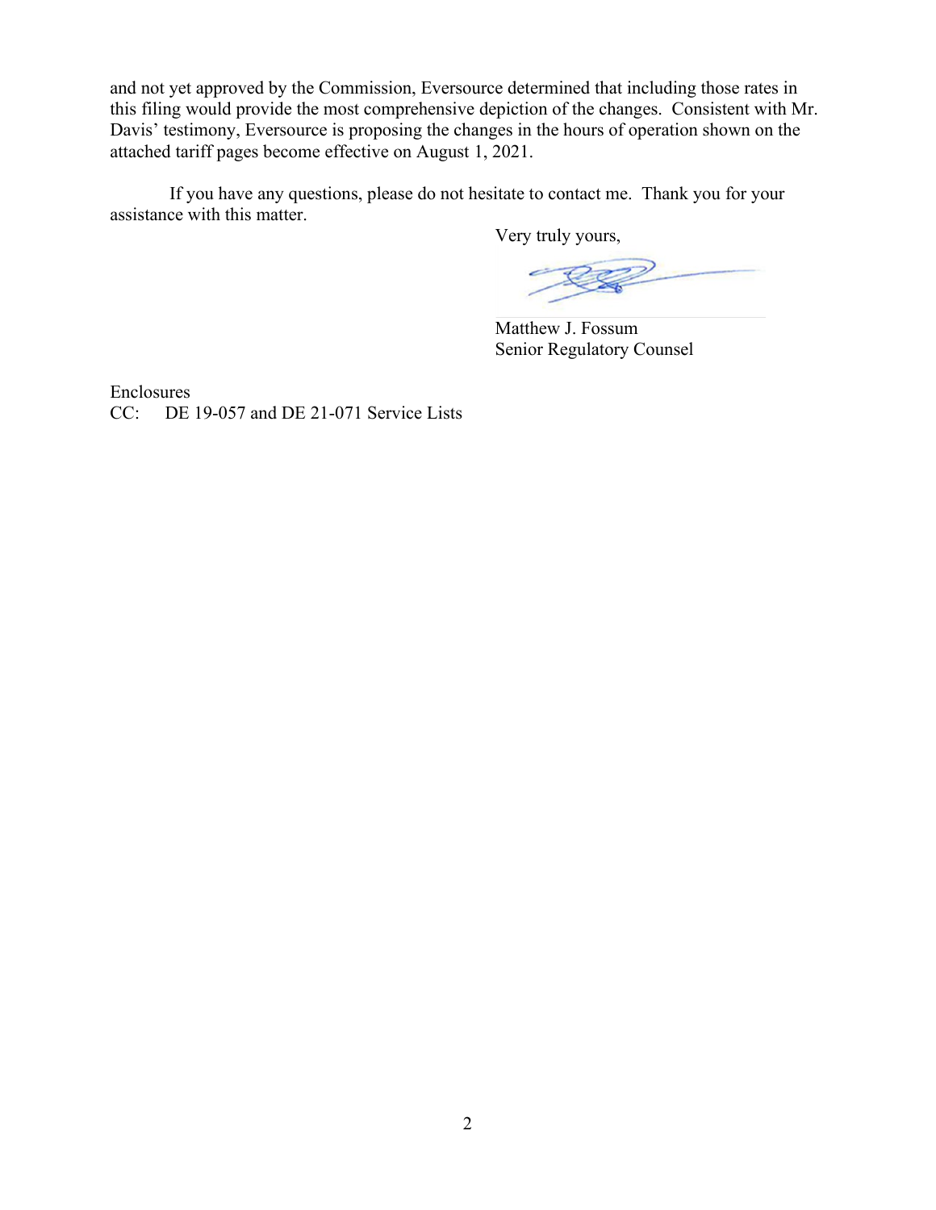and not yet approved by the Commission, Eversource determined that including those rates in this filing would provide the most comprehensive depiction of the changes. Consistent with Mr. Davis' testimony, Eversource is proposing the changes in the hours of operation shown on the attached tariff pages become effective on August 1, 2021.

If you have any questions, please do not hesitate to contact me. Thank you for your assistance with this matter.

Very truly yours,

Matthew J. Fossum
Senior Regulatory Counsel

Enclosures
CC: DE 19-057 and DE 21-071 Service Lists